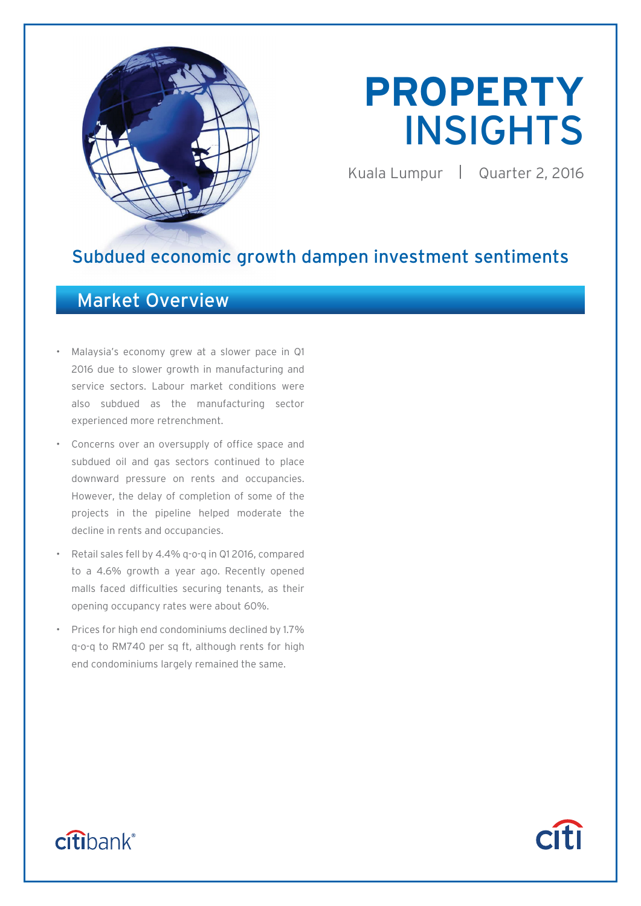# PROPERTY INSIGHTS

Kuala Lumpur | Quarter 2, 2016

## Subdued economic growth dampen investment sentiments

## Market Overview

- Malaysia's economy grew at a slower pace in Q1 2016 due to slower growth in manufacturing and service sectors. Labour market conditions were also subdued as the manufacturing sector experienced more retrenchment.
- Concerns over an oversupply of office space and subdued oil and gas sectors continued to place downward pressure on rents and occupancies. However, the delay of completion of some of the projects in the pipeline helped moderate the decline in rents and occupancies.
- Retail sales fell by 4.4% q-o-q in Q1 2016, compared to a 4.6% growth a year ago. Recently opened malls faced difficulties securing tenants, as their opening occupancy rates were about 60%.
- Prices for high end condominiums declined by 1.7% q-o-q to RM740 per sq ft, although rents for high end condominiums largely remained the same.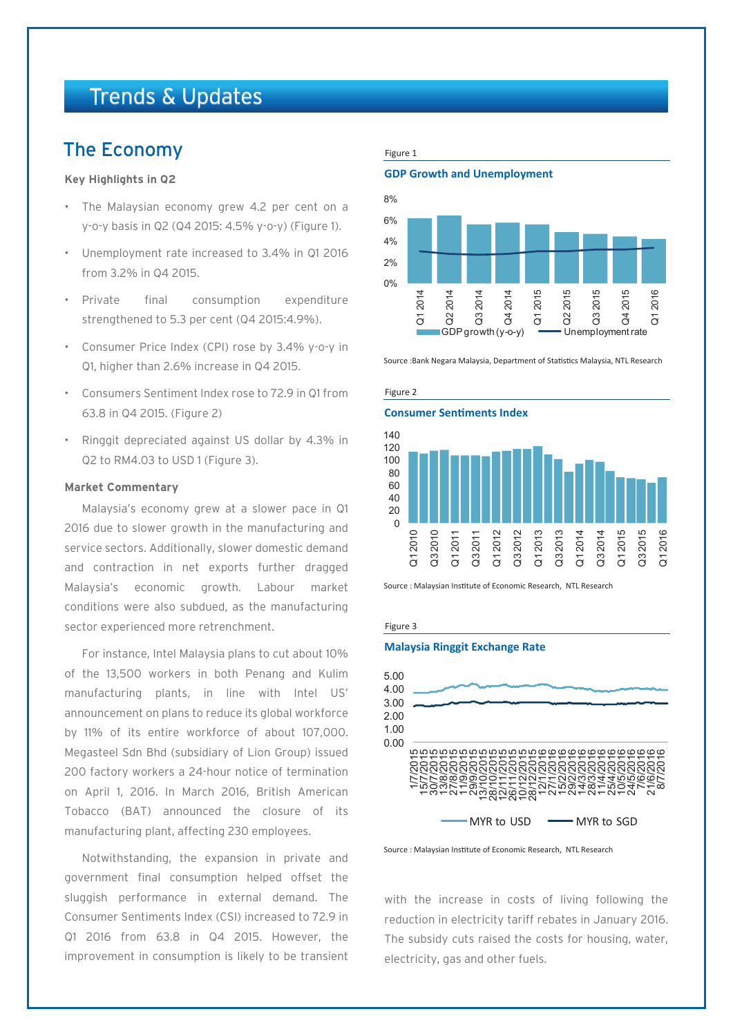# Trends & Updates

## The Economy

### Key Highlights in Q2

- The Malaysian economy grew 4.2 per cent on a y-o-y basis in Q2 (Q4 2015: 4.5% y-o-y) (Figure 1).
- Unemployment rate increased to 3.4% in Q1 2016 from 3.2% in Q4 2015.
- Private final consumption expenditure strengthened to 5.3 per cent (Q4 2015:4.9%).
- Consumer Price Index (CPI) rose by 3.4% y-o-y in Q1, higher than 2.6% increase in Q4 2015.
- Consumers Sentiment Index rose to 72.9 in Q1 from 63.8 in Q4 2015. (Figure 2)
- Ringgit depreciated against US dollar by 4.3% in Q2 to RM4.03 to USD 1 (Figure 3).

### Market Commentary

Malaysia's economy grew at a slower pace in Q1 2016 due to slower growth in the manufacturing and service sectors. Additionally, slower domestic demand and contraction in net exports further dragged Malaysia's economic growth. Labour market conditions were also subdued, as the manufacturing sector experienced more retrenchment.

For instance, Intel Malaysia plans to cut about 10% of the 13,500 workers in both Penang and Kulim manufacturing plants, in line with Intel US' announcement on plans to reduce its global workforce by 11% of its entire workforce of about 107,000. Megasteel Sdn Bhd (subsidiary of Lion Group) issued 200 factory workers a 24-hour notice of termination on April 1, 2016. In March 2016, British American Tobacco (BAT) announced the closure of its manufacturing plant, affecting 230 employees.

Notwithstanding, the expansion in private and government final consumption helped offset the sluggish performance in external demand. The Consumer Sentiments Index (CSI) increased to 72.9 in Q1 2016 from 63.8 in Q4 2015. However, the improvement in consumption is likely to be transient with the increase in costs of living following the reduction in electricity tariff rebates in January 2016. The subsidy cuts raised the costs for housing, water, electricity, gas and other fuels.

Figure 1

**GDP Growth and Unemployment**

Source :Bank Negara Malaysia, Department of Statistics Malaysia, NTL Research

Figure 2

**Consumer Sentiments Index**

Source : Malaysian Institute of Economic Research, NTL Research

Figure 3

**Malaysia Ringgit Exchange Rate**

Source : Malaysian Institute of Economic Research, NTL Research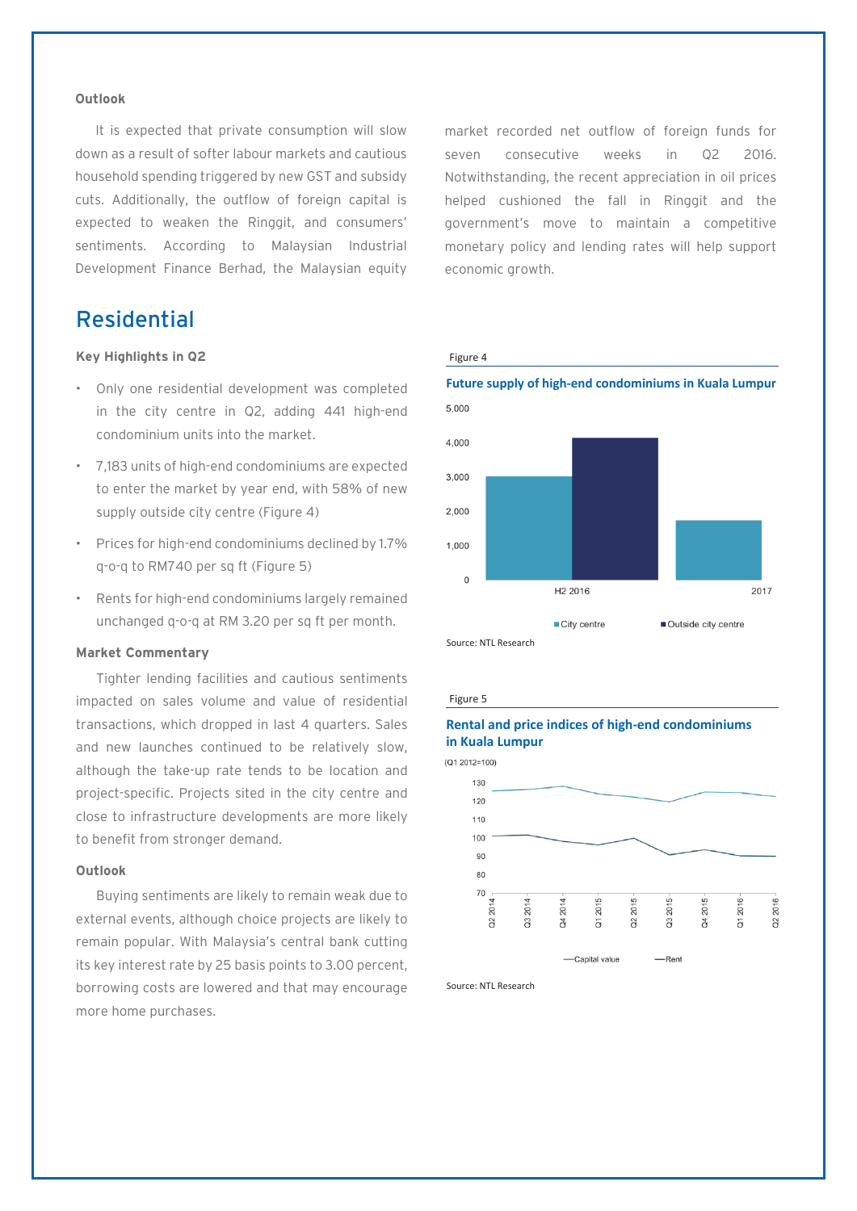**Outlook**

It is expected that private consumption will slow down as a result of softer labour markets and cautious household spending triggered by new GST and subsidy cuts. Additionally, the outflow of foreign capital is expected to weaken the Ringgit, and consumers' sentiments. According to Malaysian Industrial Development Finance Berhad, the Malaysian equity market recorded net outflow of foreign funds for seven consecutive weeks in Q2 2016. Notwithstanding, the recent appreciation in oil prices helped cushioned the fall in Ringgit and the government's move to maintain a competitive monetary policy and lending rates will help support economic growth.

# Residential

**Key Highlights in Q2**

- Only one residential development was completed in the city centre in Q2, adding 441 high-end condominium units into the market.
- 7,183 units of high-end condominiums are expected to enter the market by year end, with 58% of new supply outside city centre (Figure 4)
- Prices for high-end condominiums declined by 1.7% q-o-q to RM740 per sq ft (Figure 5)
- Rents for high-end condominiums largely remained unchanged q-o-q at RM 3.20 per sq ft per month.

**Market Commentary**

Tighter lending facilities and cautious sentiments impacted on sales volume and value of residential transactions, which dropped in last 4 quarters. Sales and new launches continued to be relatively slow, although the take-up rate tends to be location and project-specific. Projects sited in the city centre and close to infrastructure developments are more likely to benefit from stronger demand.

**Outlook**

Buying sentiments are likely to remain weak due to external events, although choice projects are likely to remain popular. With Malaysia's central bank cutting its key interest rate by 25 basis points to 3.00 percent, borrowing costs are lowered and that may encourage more home purchases.

Figure 4

**Future supply of high-end condominiums in Kuala Lumpur**

Source: NTL Research

Figure 5

**Rental and price indices of high-end condominiums in Kuala Lumpur**

(Q1 2012=100)

Source: NTL Research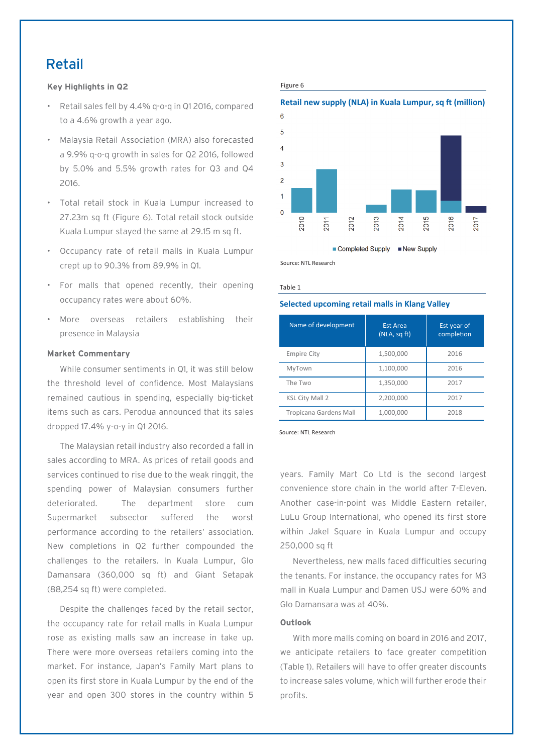# Retail

**Key Highlights in Q2**

- Retail sales fell by 4.4% q-o-q in Q1 2016, compared to a 4.6% growth a year ago.
- Malaysia Retail Association (MRA) also forecasted a 9.9% q-o-q growth in sales for Q2 2016, followed by 5.0% and 5.5% growth rates for Q3 and Q4 2016.
- Total retail stock in Kuala Lumpur increased to 27.23m sq ft (Figure 6). Total retail stock outside Kuala Lumpur stayed the same at 29.15 m sq ft.
- Occupancy rate of retail malls in Kuala Lumpur crept up to 90.3% from 89.9% in Q1.
- For malls that opened recently, their opening occupancy rates were about 60%.
- More overseas retailers establishing their presence in Malaysia

**Market Commentary**

While consumer sentiments in Q1, it was still below the threshold level of confidence. Most Malaysians remained cautious in spending, especially big-ticket items such as cars. Perodua announced that its sales dropped 17.4% y-o-y in Q1 2016.

The Malaysian retail industry also recorded a fall in sales according to MRA. As prices of retail goods and services continued to rise due to the weak ringgit, the spending power of Malaysian consumers further deteriorated. The department store cum Supermarket subsector suffered the worst performance according to the retailers' association. New completions in Q2 further compounded the challenges to the retailers. In Kuala Lumpur, Glo Damansara (360,000 sq ft) and Giant Setapak (88,254 sq ft) were completed.

Despite the challenges faced by the retail sector, the occupancy rate for retail malls in Kuala Lumpur rose as existing malls saw an increase in take up. There were more overseas retailers coming into the market. For instance, Japan's Family Mart plans to open its first store in Kuala Lumpur by the end of the year and open 300 stores in the country within 5 years. Family Mart Co Ltd is the second largest convenience store chain in the world after 7-Eleven. Another case-in-point was Middle Eastern retailer, LuLu Group International, who opened its first store within Jakel Square in Kuala Lumpur and occupy 250,000 sq ft

Nevertheless, new malls faced difficulties securing the tenants. For instance, the occupancy rates for M3 mall in Kuala Lumpur and Damen USJ were 60% and Glo Damansara was at 40%.

**Outlook**

With more malls coming on board in 2016 and 2017, we anticipate retailers to face greater competition (Table 1). Retailers will have to offer greater discounts to increase sales volume, which will further erode their profits.

Figure 6

**Retail new supply (NLA) in Kuala Lumpur, sq ft (million)**

Source: NTL Research

Table 1

**Selected upcoming retail malls in Klang Valley**

| Name of development | Est Area (NLA, sq ft) | Est year of completion |
|---|---|---|
| Empire City | 1,500,000 | 2016 |
| MyTown | 1,100,000 | 2016 |
| The Two | 1,350,000 | 2017 |
| KSL City Mall 2 | 2,200,000 | 2017 |
| Tropicana Gardens Mall | 1,000,000 | 2018 |

Source: NTL Research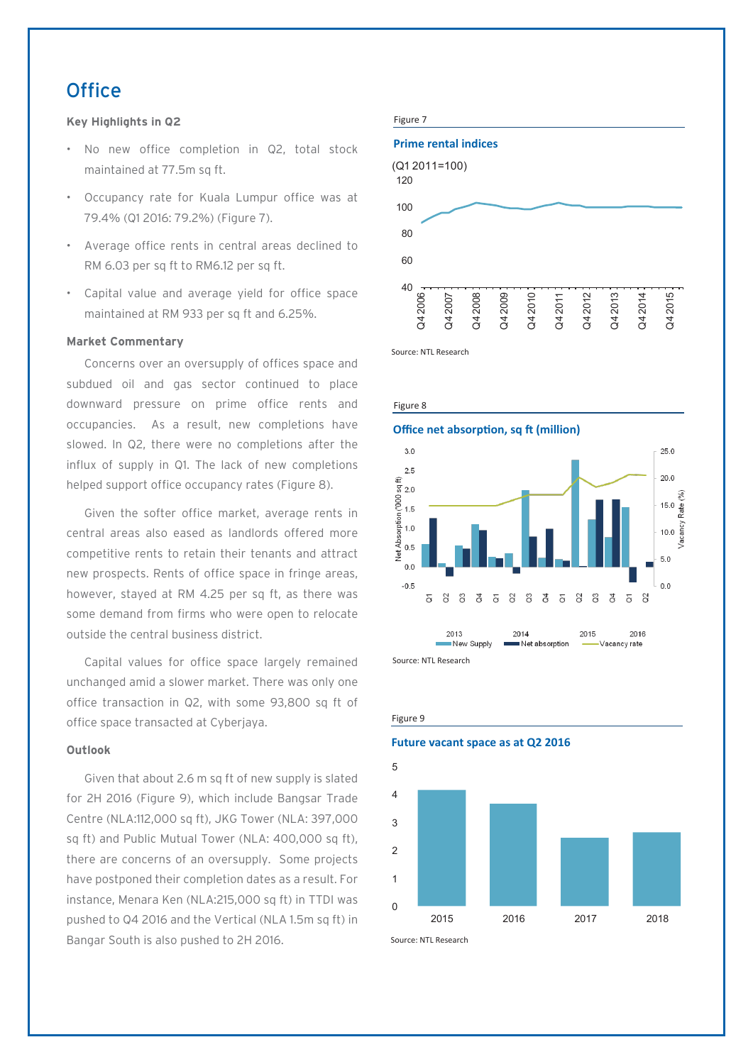# Office

**Key Highlights in Q2**

- No new office completion in Q2, total stock maintained at 77.5m sq ft.
- Occupancy rate for Kuala Lumpur office was at 79.4% (Q1 2016: 79.2%) (Figure 7).
- Average office rents in central areas declined to RM 6.03 per sq ft to RM6.12 per sq ft.
- Capital value and average yield for office space maintained at RM 933 per sq ft and 6.25%.

**Market Commentary**

Concerns over an oversupply of offices space and subdued oil and gas sector continued to place downward pressure on prime office rents and occupancies. As a result, new completions have slowed. In Q2, there were no completions after the influx of supply in Q1. The lack of new completions helped support office occupancy rates (Figure 8).

Given the softer office market, average rents in central areas also eased as landlords offered more competitive rents to retain their tenants and attract new prospects. Rents of office space in fringe areas, however, stayed at RM 4.25 per sq ft, as there was some demand from firms who were open to relocate outside the central business district.

Capital values for office space largely remained unchanged amid a slower market. There was only one office transaction in Q2, with some 93,800 sq ft of office space transacted at Cyberjaya.

**Outlook**

Given that about 2.6 m sq ft of new supply is slated for 2H 2016 (Figure 9), which include Bangsar Trade Centre (NLA:112,000 sq ft), JKG Tower (NLA: 397,000 sq ft) and Public Mutual Tower (NLA: 400,000 sq ft), there are concerns of an oversupply. Some projects have postponed their completion dates as a result. For instance, Menara Ken (NLA:215,000 sq ft) in TTDI was pushed to Q4 2016 and the Vertical (NLA 1.5m sq ft) in Bangar South is also pushed to 2H 2016.

Figure 7

**Prime rental indices**

(Q1 2011=100)

Source: NTL Research

Figure 8

**Office net absorption, sq ft (million)**

Source: NTL Research

Figure 9

**Future vacant space as at Q2 2016**

Source: NTL Research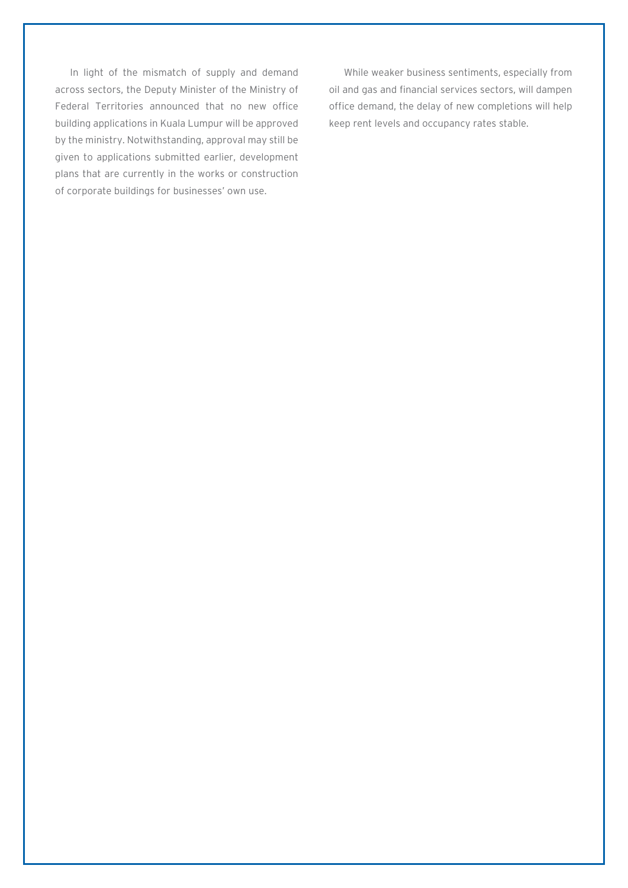In light of the mismatch of supply and demand across sectors, the Deputy Minister of the Ministry of Federal Territories announced that no new office building applications in Kuala Lumpur will be approved by the ministry. Notwithstanding, approval may still be given to applications submitted earlier, development plans that are currently in the works or construction of corporate buildings for businesses' own use.

While weaker business sentiments, especially from oil and gas and financial services sectors, will dampen office demand, the delay of new completions will help keep rent levels and occupancy rates stable.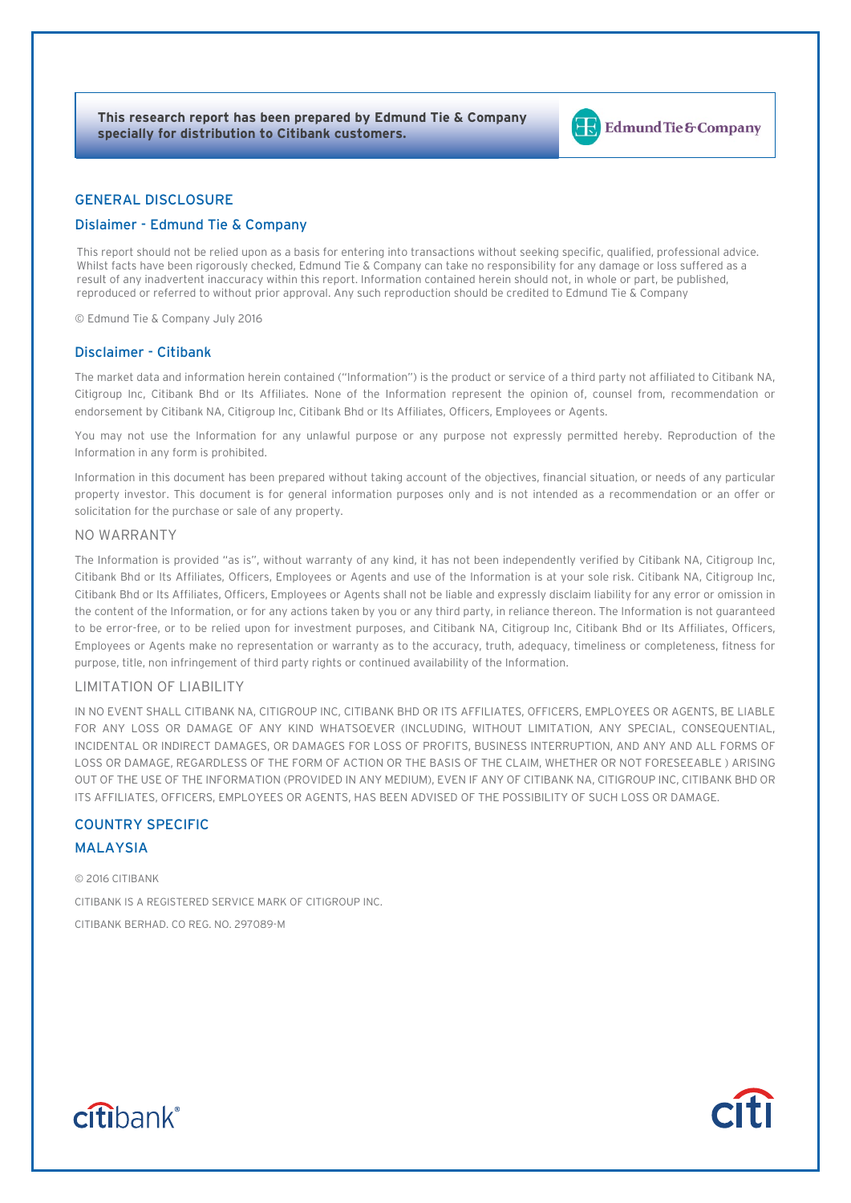**This research report has been prepared by Edmund Tie & Company specially for distribution to Citibank customers.**

Edmund Tie & Company

## GENERAL DISCLOSURE

### Dislaimer - Edmund Tie & Company

This report should not be relied upon as a basis for entering into transactions without seeking specific, qualified, professional advice. Whilst facts have been rigorously checked, Edmund Tie & Company can take no responsibility for any damage or loss suffered as a result of any inadvertent inaccuracy within this report. Information contained herein should not, in whole or part, be published, reproduced or referred to without prior approval. Any such reproduction should be credited to Edmund Tie & Company

© Edmund Tie & Company July 2016

### Disclaimer - Citibank

The market data and information herein contained ("Information") is the product or service of a third party not affiliated to Citibank NA, Citigroup Inc, Citibank Bhd or Its Affiliates. None of the Information represent the opinion of, counsel from, recommendation or endorsement by Citibank NA, Citigroup Inc, Citibank Bhd or Its Affiliates, Officers, Employees or Agents.

You may not use the Information for any unlawful purpose or any purpose not expressly permitted hereby. Reproduction of the Information in any form is prohibited.

Information in this document has been prepared without taking account of the objectives, financial situation, or needs of any particular property investor. This document is for general information purposes only and is not intended as a recommendation or an offer or solicitation for the purchase or sale of any property.

#### NO WARRANTY

The Information is provided "as is", without warranty of any kind, it has not been independently verified by Citibank NA, Citigroup Inc, Citibank Bhd or Its Affiliates, Officers, Employees or Agents and use of the Information is at your sole risk. Citibank NA, Citigroup Inc, Citibank Bhd or Its Affiliates, Officers, Employees or Agents shall not be liable and expressly disclaim liability for any error or omission in the content of the Information, or for any actions taken by you or any third party, in reliance thereon. The Information is not guaranteed to be error-free, or to be relied upon for investment purposes, and Citibank NA, Citigroup Inc, Citibank Bhd or Its Affiliates, Officers, Employees or Agents make no representation or warranty as to the accuracy, truth, adequacy, timeliness or completeness, fitness for purpose, title, non infringement of third party rights or continued availability of the Information.

#### LIMITATION OF LIABILITY

IN NO EVENT SHALL CITIBANK NA, CITIGROUP INC, CITIBANK BHD OR ITS AFFILIATES, OFFICERS, EMPLOYEES OR AGENTS, BE LIABLE FOR ANY LOSS OR DAMAGE OF ANY KIND WHATSOEVER (INCLUDING, WITHOUT LIMITATION, ANY SPECIAL, CONSEQUENTIAL, INCIDENTAL OR INDIRECT DAMAGES, OR DAMAGES FOR LOSS OF PROFITS, BUSINESS INTERRUPTION, AND ANY AND ALL FORMS OF LOSS OR DAMAGE, REGARDLESS OF THE FORM OF ACTION OR THE BASIS OF THE CLAIM, WHETHER OR NOT FORESEEABLE ) ARISING OUT OF THE USE OF THE INFORMATION (PROVIDED IN ANY MEDIUM), EVEN IF ANY OF CITIBANK NA, CITIGROUP INC, CITIBANK BHD OR ITS AFFILIATES, OFFICERS, EMPLOYEES OR AGENTS, HAS BEEN ADVISED OF THE POSSIBILITY OF SUCH LOSS OR DAMAGE.

## COUNTRY SPECIFIC

## MALAYSIA

© 2016 CITIBANK

CITIBANK IS A REGISTERED SERVICE MARK OF CITIGROUP INC.

CITIBANK BERHAD. CO REG. NO. 297089-M

citibank®

citi